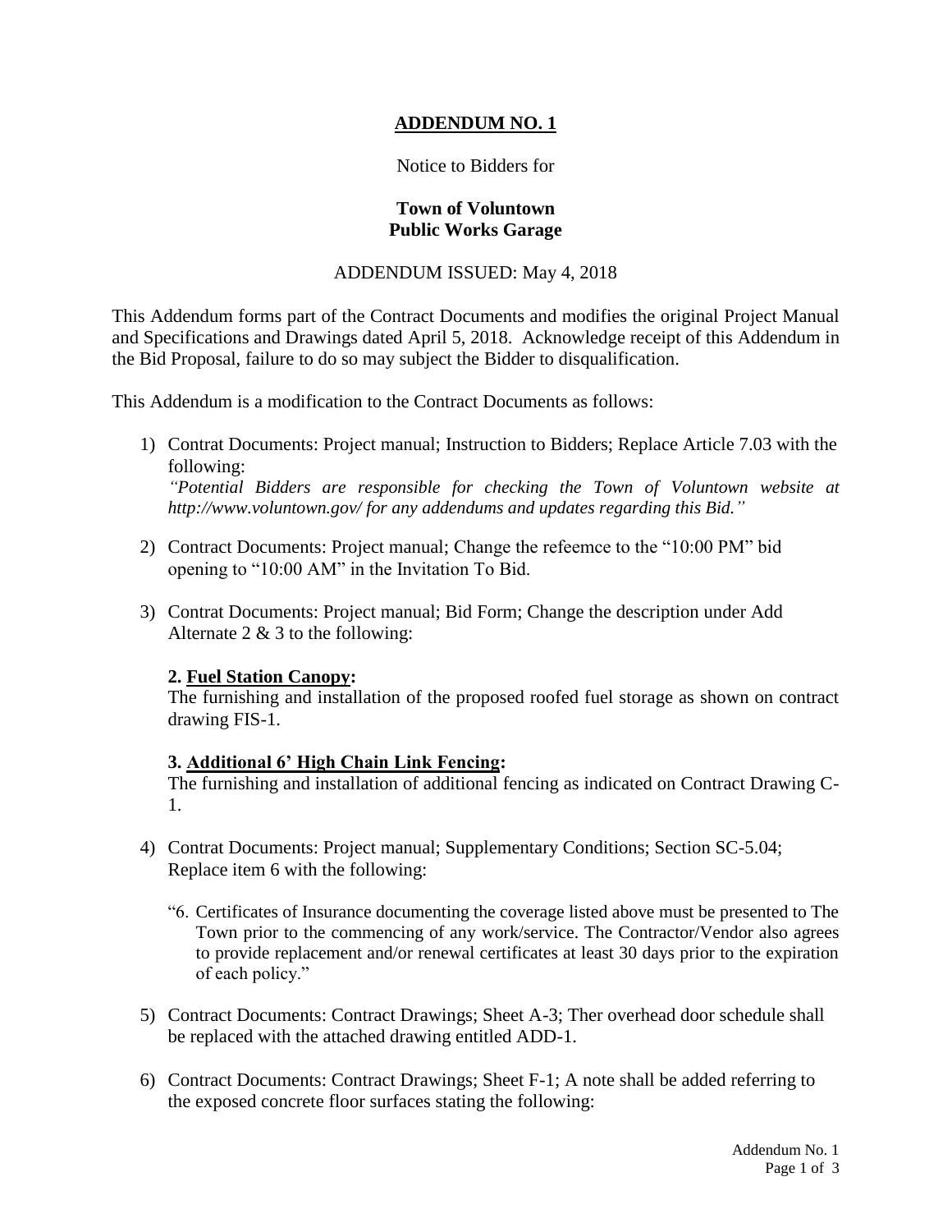**ADDENDUM NO. 1**

Notice to Bidders for

**Town of Voluntown**
**Public Works Garage**

ADDENDUM ISSUED: May 4, 2018

This Addendum forms part of the Contract Documents and modifies the original Project Manual and Specifications and Drawings dated April 5, 2018. Acknowledge receipt of this Addendum in the Bid Proposal, failure to do so may subject the Bidder to disqualification.

This Addendum is a modification to the Contract Documents as follows:

1) Contrat Documents: Project manual; Instruction to Bidders; Replace Article 7.03 with the following:
   *"Potential Bidders are responsible for checking the Town of Voluntown website at http://www.voluntown.gov/ for any addendums and updates regarding this Bid."*

2) Contract Documents: Project manual; Change the refeemce to the "10:00 PM" bid opening to "10:00 AM" in the Invitation To Bid.

3) Contrat Documents: Project manual; Bid Form; Change the description under Add Alternate 2 & 3 to the following:

   **2. Fuel Station Canopy:**
   The furnishing and installation of the proposed roofed fuel storage as shown on contract drawing FIS-1.

   **3. Additional 6' High Chain Link Fencing:**
   The furnishing and installation of additional fencing as indicated on Contract Drawing C-1.

4) Contrat Documents: Project manual; Supplementary Conditions; Section SC-5.04; Replace item 6 with the following:

   "6. Certificates of Insurance documenting the coverage listed above must be presented to The Town prior to the commencing of any work/service. The Contractor/Vendor also agrees to provide replacement and/or renewal certificates at least 30 days prior to the expiration of each policy."

5) Contract Documents: Contract Drawings; Sheet A-3; Ther overhead door schedule shall be replaced with the attached drawing entitled ADD-1.

6) Contract Documents: Contract Drawings; Sheet F-1; A note shall be added referring to the exposed concrete floor surfaces stating the following: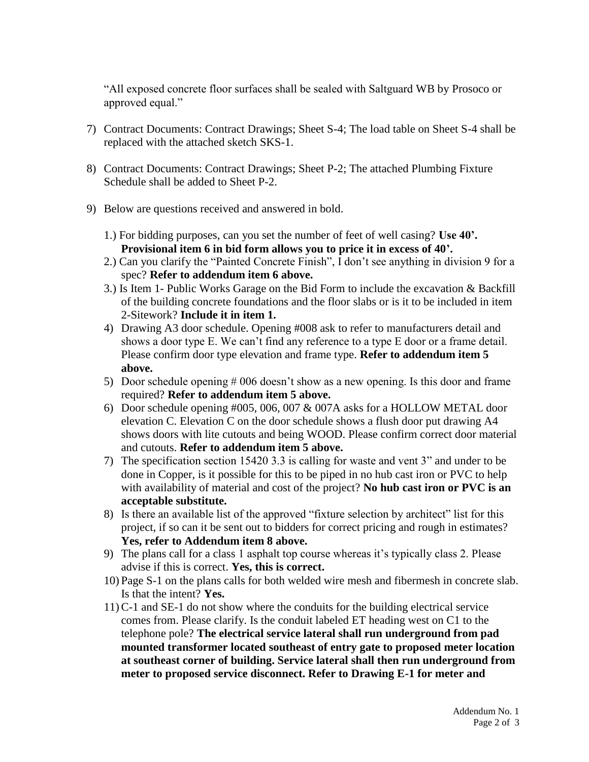"All exposed concrete floor surfaces shall be sealed with Saltguard WB by Prosoco or approved equal."

7) Contract Documents: Contract Drawings; Sheet S-4; The load table on Sheet S-4 shall be replaced with the attached sketch SKS-1.

8) Contract Documents: Contract Drawings; Sheet P-2; The attached Plumbing Fixture Schedule shall be added to Sheet P-2.

9) Below are questions received and answered in bold.

   1.) For bidding purposes, can you set the number of feet of well casing? **Use 40'. Provisional item 6 in bid form allows you to price it in excess of 40'.**
   2.) Can you clarify the "Painted Concrete Finish", I don't see anything in division 9 for a spec? **Refer to addendum item 6 above.**
   3.) Is Item 1- Public Works Garage on the Bid Form to include the excavation & Backfill of the building concrete foundations and the floor slabs or is it to be included in item 2-Sitework? **Include it in item 1.**
   4) Drawing A3 door schedule. Opening #008 ask to refer to manufacturers detail and shows a door type E. We can't find any reference to a type E door or a frame detail. Please confirm door type elevation and frame type. **Refer to addendum item 5 above.**
   5) Door schedule opening # 006 doesn't show as a new opening. Is this door and frame required? **Refer to addendum item 5 above.**
   6) Door schedule opening #005, 006, 007 & 007A asks for a HOLLOW METAL door elevation C. Elevation C on the door schedule shows a flush door put drawing A4 shows doors with lite cutouts and being WOOD. Please confirm correct door material and cutouts. **Refer to addendum item 5 above.**
   7) The specification section 15420 3.3 is calling for waste and vent 3" and under to be done in Copper, is it possible for this to be piped in no hub cast iron or PVC to help with availability of material and cost of the project? **No hub cast iron or PVC is an acceptable substitute.**
   8) Is there an available list of the approved "fixture selection by architect" list for this project, if so can it be sent out to bidders for correct pricing and rough in estimates? **Yes, refer to Addendum item 8 above.**
   9) The plans call for a class 1 asphalt top course whereas it's typically class 2. Please advise if this is correct. **Yes, this is correct.**
   10) Page S-1 on the plans calls for both welded wire mesh and fibermesh in concrete slab. Is that the intent? **Yes.**
   11) C-1 and SE-1 do not show where the conduits for the building electrical service comes from. Please clarify. Is the conduit labeled ET heading west on C1 to the telephone pole? **The electrical service lateral shall run underground from pad mounted transformer located southeast of entry gate to proposed meter location at southeast corner of building. Service lateral shall then run underground from meter to proposed service disconnect. Refer to Drawing E-1 for meter and**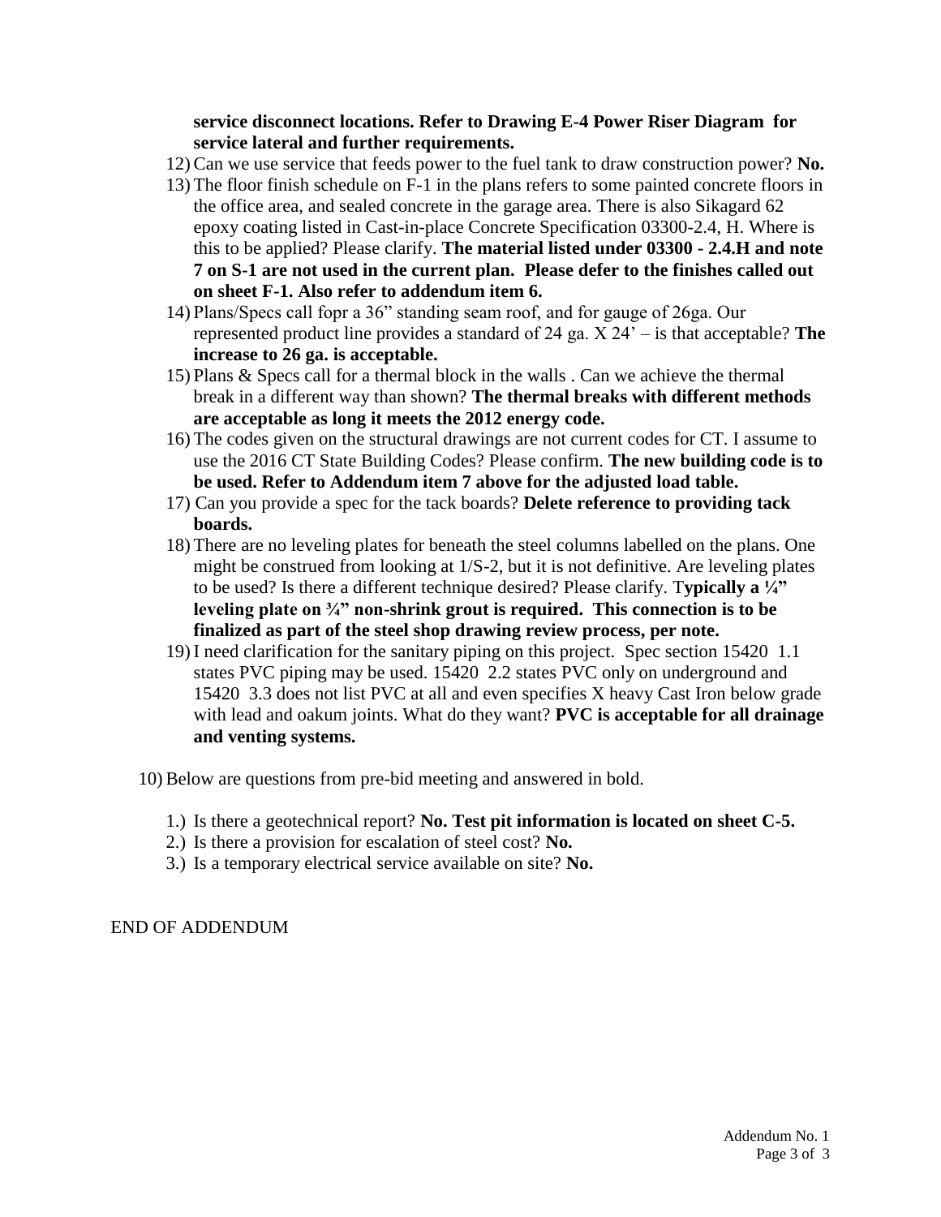**service disconnect locations. Refer to Drawing E-4 Power Riser Diagram for service lateral and further requirements.**

12) Can we use service that feeds power to the fuel tank to draw construction power? **No.**
13) The floor finish schedule on F-1 in the plans refers to some painted concrete floors in the office area, and sealed concrete in the garage area. There is also Sikagard 62 epoxy coating listed in Cast-in-place Concrete Specification 03300-2.4, H. Where is this to be applied? Please clarify. **The material listed under 03300 - 2.4.H and note 7 on S-1 are not used in the current plan. Please defer to the finishes called out on sheet F-1. Also refer to addendum item 6.**
14) Plans/Specs call fopr a 36" standing seam roof, and for gauge of 26ga. Our represented product line provides a standard of 24 ga. X 24' – is that acceptable? **The increase to 26 ga. is acceptable.**
15) Plans & Specs call for a thermal block in the walls . Can we achieve the thermal break in a different way than shown? **The thermal breaks with different methods are acceptable as long it meets the 2012 energy code.**
16) The codes given on the structural drawings are not current codes for CT. I assume to use the 2016 CT State Building Codes? Please confirm. **The new building code is to be used. Refer to Addendum item 7 above for the adjusted load table.**
17) Can you provide a spec for the tack boards? **Delete reference to providing tack boards.**
18) There are no leveling plates for beneath the steel columns labelled on the plans. One might be construed from looking at 1/S-2, but it is not definitive. Are leveling plates to be used? Is there a different technique desired? Please clarify. T**ypically a ¼" leveling plate on ¾" non-shrink grout is required. This connection is to be finalized as part of the steel shop drawing review process, per note.**
19) I need clarification for the sanitary piping on this project. Spec section 15420 1.1 states PVC piping may be used. 15420 2.2 states PVC only on underground and 15420 3.3 does not list PVC at all and even specifies X heavy Cast Iron below grade with lead and oakum joints. What do they want? **PVC is acceptable for all drainage and venting systems.**

10) Below are questions from pre-bid meeting and answered in bold.

1.) Is there a geotechnical report? **No. Test pit information is located on sheet C-5.**
2.) Is there a provision for escalation of steel cost? **No.**
3.) Is a temporary electrical service available on site? **No.**

END OF ADDENDUM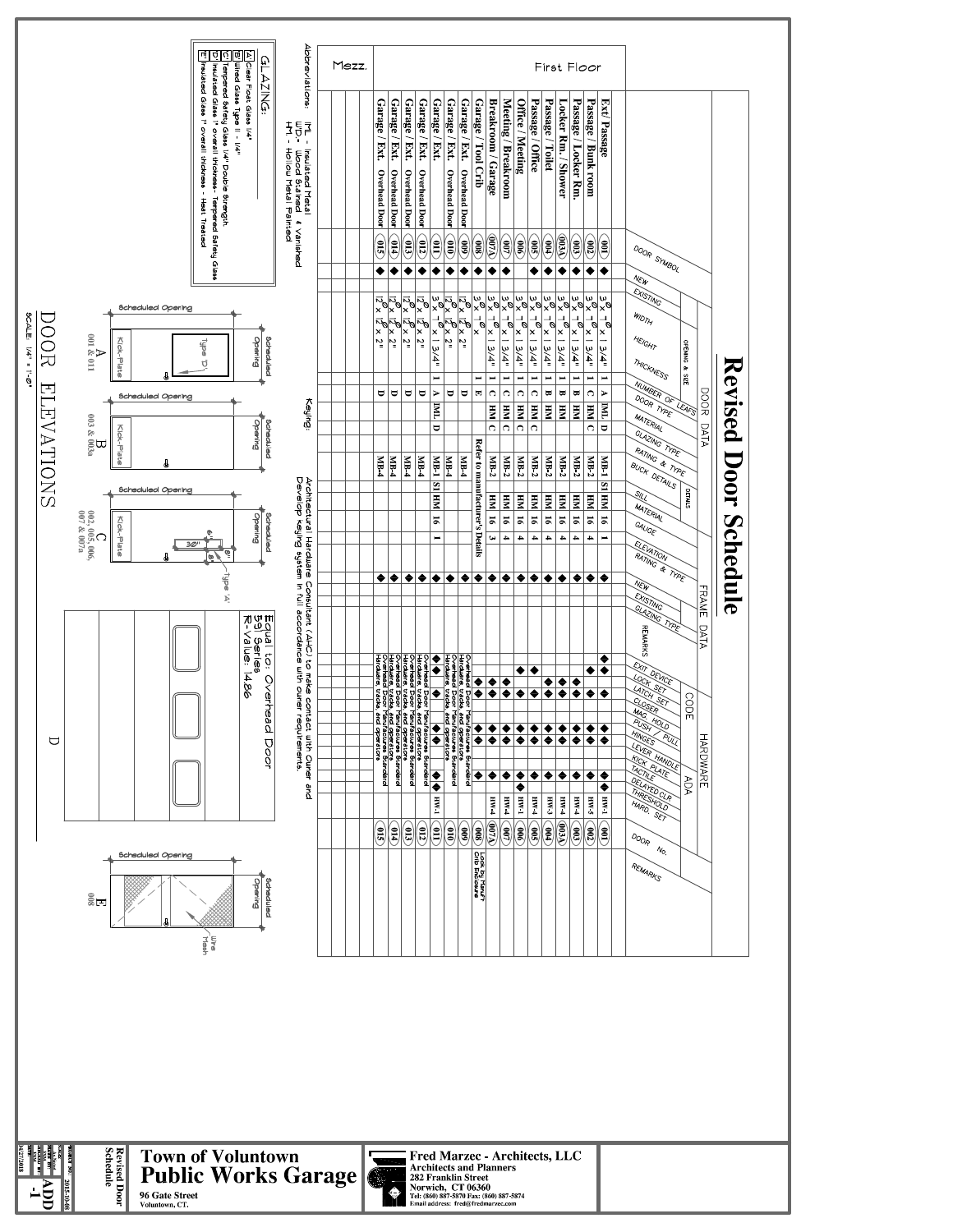# Revised Door Schedule

| Floor | Door Symbol | New | Existing | Width | Height | Thickness | Number of Leafs | Door Type | Material | Glazing Type | Rating & Type | Buck Details | Sill | Material | Gauge | Elevation | Rating & Type | Frame New | Frame Existing | Frame Glazing Type | Remarks | Exit Device | Lock Set | Latch Set | Closer | Mag. Hold | Push / Pull | Hinges | Lever Handle | Kick Plate | Tactile | Delayed CLR | Threshold | Hard. Set | Door No. | Remarks |
|---|---|---|---|---|---|---|---|---|---|---|---|---|---|---|---|---|---|---|---|---|---|---|---|---|---|---|---|---|---|---|---|---|---|---|---|---|
| First Floor | Ext/Passage (001) | ◆ | | 3'-0" | 7'-0" | 1 3/4" | 1 | A | IML | D | | MB-1 | SI | HM | 16 | 1 | | ◆ | | | | ◆ | | ◆ | | | | ◆ | ◆ | ◆ | | | | HW-1 | (001) | |
| | Passage / Bunk room (002) | ◆ | | 3'-0" | 7'-0" | 1 3/4" | 1 | C | HM | C | | MB-2 | | HM | 16 | 4 | | ◆ | | | | ◆ | | ◆ | | | | ◆ | ◆ | ◆ | | | | HW-5 | (002) | |
| | Passage / Locker Rm. (003) | ◆ | | 3'-0" | 7'-0" | 1 3/4" | 1 | B | HM | | | MB-2 | | HM | 16 | 4 | | ◆ | | | | | | ◆ | | | | ◆ | ◆ | ◆ | | | | HW-4 | (003) | |
| | Locker Rm. / Shower (003A) | ◆ | | 3'-0" | 7'-0" | 1 3/4" | 1 | B | HM | | | MB-2 | | HM | 16 | 4 | | ◆ | | | | | | ◆ | | | | ◆ | ◆ | ◆ | | | | HW-4 | (003A) | |
| | Passage / Toilet (004) | ◆ | | 3'-0" | 7'-0" | 1 3/4" | 1 | C | HM | C | | MB-2 | | HM | 16 | 4 | | ◆ | | | | | | ◆ | | | | ◆ | ◆ | ◆ | | | | HW-3 | (004) | |
| | Passage / Office (005) | ◆ | | 3'-0" | 7'-0" | 1 3/4" | 1 | C | HM | C | | MB-2 | | HM | 16 | 4 | | ◆ | | | | | ◆ | ◆ | | | | ◆ | ◆ | ◆ | | | | HW-4 | (005) | |
| | Office / Meeting (006) | ◆ | | 3'-0" | 7'-0" | 1 3/4" | 1 | C | HM | C | | MB-2 | | HM | 16 | 4 | | ◆ | | | | | ◆ | ◆ | | | | ◆ | ◆ | ◆ | ◆ | | | HW-1 | (006) | |
| | Meeting / Breakroom (007) | ◆ | | 3'-0" | 7'-0" | 1 3/4" | 1 | C | HM | C | | MB-2 | | HM | 16 | 4 | | ◆ | | | | | | ◆ | | | | ◆ | ◆ | ◆ | | | | HW-4 | (007) | |
| | Breakroom / Garage (007A) | ◆ | | 3'-0" | 7'-0" | 1 3/4" | 1 | C | HM | | | MB-2 | | HM | 16 | 3 | | ◆ | | | | | | ◆ | | | | ◆ | ◆ | ◆ | | | | HW-4 | (007A) | |
| | Garage / Tool Crib (008) | ◆ | | 3'-0" | 7'-0" | | 1 | E | | | | Refer to manufacturer's Details | | | | | | ◆ | | | | | | | | | | | | | | | | | (008) | Lock by Manuf. Crib Enclosure |
| | Garage / Ext. Overhead Door (009) | ◆ | | 12'-0" | 12'-0" | 2" | | D | | | | MB-4 | | | | | | ◆ | | | Overhead Door Manufacturer Standard Hardware, tracks and operators | | | | | | | | | | | | | | (009) | |
| | Garage / Ext. Overhead Door (010) | ◆ | | 12'-0" | 12'-0" | 2" | | D | | | | MB-4 | | | | | | ◆ | | | Overhead Door Manufacturer Standard Hardware, tracks and operators | | | | | | | | | | | | | | (010) | |
| | Garage / Ext. (011) | ◆ | | 3'-0" | 7'-0" | 1 3/4" | 1 | A | IML | D | | MB-1 | SI | HM | 16 | 1 | | ◆ | | | | ◆ | | ◆ | | | | ◆ | ◆ | ◆ | | | | HW-1 | (011) | |
| | Garage / Ext. Overhead Door (012) | ◆ | | 12'-0" | 12'-0" | 2" | | D | | | | MB-4 | | | | | | ◆ | | | Overhead Door Manufacturer Standard Hardware, tracks and operators | | | | | | | | | | | | | | (012) | |
| | Garage / Ext. Overhead Door (013) | ◆ | | 12'-0" | 12'-0" | 2" | | D | | | | MB-4 | | | | | | ◆ | | | Overhead Door Manufacturer Standard Hardware, tracks and operators | | | | | | | | | | | | | | (013) | |
| | Garage / Ext. Overhead Door (014) | ◆ | | 12'-0" | 12'-0" | 2" | | D | | | | MB-4 | | | | | | ◆ | | | Overhead Door Manufacturer Standard Hardware, tracks and operators | | | | | | | | | | | | | | (014) | |
| | Garage / Ext. Overhead Door (015) | ◆ | | 12'-0" | 12'-0" | 2" | | D | | | | MB-4 | | | | | | ◆ | | | Overhead Door Manufacturer Standard Hardware, tracks and operators | | | | | | | | | | | | | | (015) | |
| Mezz. | | | | | | | | | | | | | | | | | | | | | | | | | | | | | | | | | | | | |

Abbreviations: IML - Insulated Metal; WD - Wood Stained & Varnished; HM - Hollow Metal Painted

Keying: Architectural Hardware Consultant (AHC) to make contact with Owner and Develop keying system in full accordance with owner requirements.

**GLAZING:**

- A - Clear Float Glass 1/4"
- B - Wired Glass Type II - 1/4"
- C - Tempered Safety Glass 1/4" Double Strength
- D - Insulated Glass 1" overall thickness - Tempered Safety Glass
- E - Insulated Glass 1" overall thickness - Heat Treated

# DOOR ELEVATIONS

SCALE: 1/4" = 1'-0"

- A — 001 & 011 (Scheduled Opening; Type 'D'; Kick-Plate)
- B — 003 & 003a (Scheduled Opening; Kick-Plate)
- C — 002, 005, 006, 007 & 007a (Scheduled Opening; 30"; 6"; 8"; Type 'A'; Kick-Plate)
- D — Equal to: Overhead Door 591 Series R-Value: 14.86
- E — 008 (Scheduled Opening; Wire Mesh)

**Town of Voluntown Public Works Garage**
96 Gate Street
Voluntown, CT.

Revised Door Schedule

**Fred Marzec - Architects, LLC**
Architects and Planners
282 Franklin Street
Norwich, CT 06360
Tel: (860) 887-5870 Fax: (860) 887-5874
Email address: fred@fredmarzec.com

2015-10-08
12/27/2018
ADD-1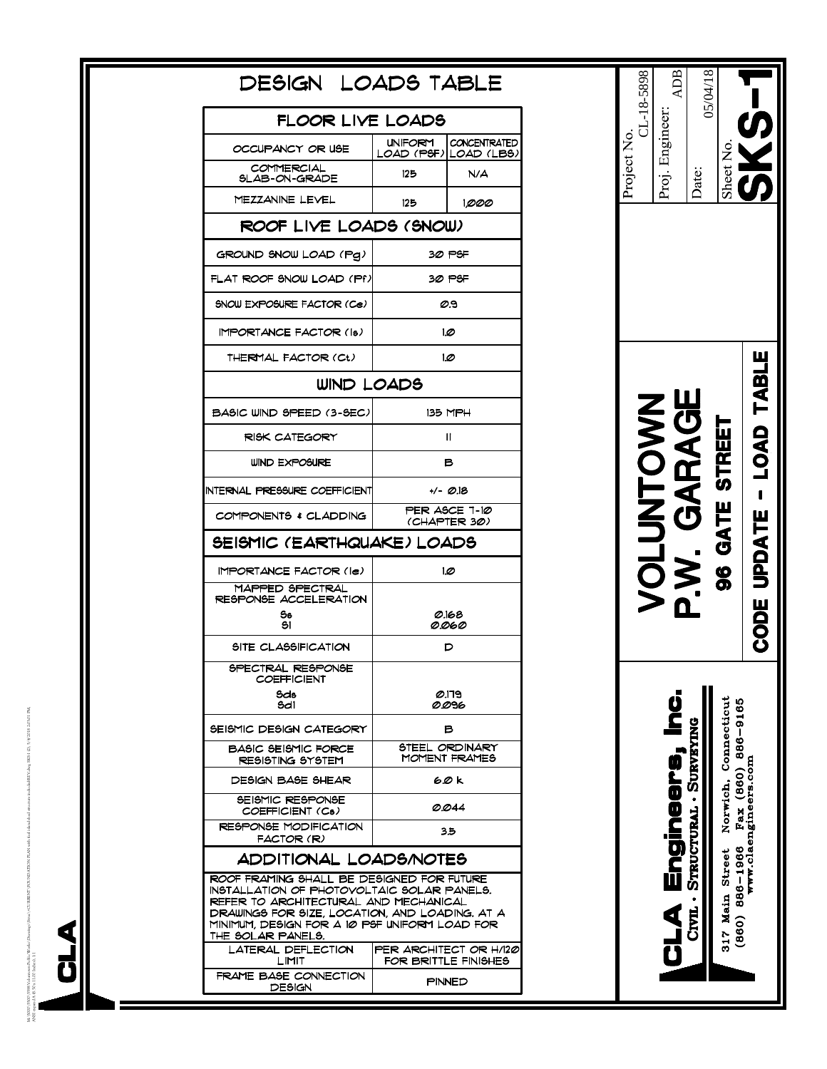# DESIGN LOADS TABLE

| FLOOR LIVE LOADS | | |
|---|---|---|
| OCCUPANCY OR USE | UNIFORM LOAD (PSF) | CONCENTRATED LOAD (LBS) |
| COMMERCIAL SLAB-ON-GRADE | 125 | N/A |
| MEZZANINE LEVEL | 125 | 1,000 |

| ROOF LIVE LOADS (SNOW) | |
|---|---|
| GROUND SNOW LOAD (Pg) | 30 PSF |
| FLAT ROOF SNOW LOAD (Pf) | 30 PSF |
| SNOW EXPOSURE FACTOR (Ce) | 0.9 |
| IMPORTANCE FACTOR (Is) | 1.0 |
| THERMAL FACTOR (Ct) | 1.0 |

| WIND LOADS | |
|---|---|
| BASIC WIND SPEED (3-SEC) | 135 MPH |
| RISK CATEGORY | II |
| WIND EXPOSURE | B |
| INTERNAL PRESSURE COEFFICIENT | +/- 0.18 |
| COMPONENTS & CLADDING | PER ASCE 7-10 (CHAPTER 30) |

| SEISMIC (EARTHQUAKE) LOADS | |
|---|---|
| IMPORTANCE FACTOR (Ie) | 1.0 |
| MAPPED SPECTRAL RESPONSE ACCELERATION Ss S1 | 0.168 0.060 |
| SITE CLASSIFICATION | D |
| SPECTRAL RESPONSE COEFFICIENT Sds Sd1 | 0.179 0.096 |
| SEISMIC DESIGN CATEGORY | B |
| BASIC SEISMIC FORCE RESISTING SYSTEM | STEEL ORDINARY MOMENT FRAMES |
| DESIGN BASE SHEAR | 6.0 k |
| SEISMIC RESPONSE COEFFICIENT (Cs) | 0.044 |
| RESPONSE MODIFICATION FACTOR (R) | 3.5 |

| ADDITIONAL LOADS/NOTES | |
|---|---|
| ROOF FRAMING SHALL BE DESIGNED FOR FUTURE INSTALLATION OF PHOTOVOLTAIC SOLAR PANELS. REFER TO ARCHITECTURAL AND MECHANICAL DRAWINGS FOR SIZE, LOCATION, AND LOADING. AT A MINIMUM, DESIGN FOR A 10 PSF UNIFORM LOAD FOR THE SOLAR PANELS. | |
| LATERAL DEFLECTION LIMIT | PER ARCHITECT OR H/120 FOR BRITTLE FINISHES |
| FRAME BASE CONNECTION DESIGN | PINNED |

**VOLUNTOWN P.W. GARAGE**
**96 GATE STREET**
**CODE UPDATE - LOAD TABLE**

**CLA Engineers, Inc.**
CIVIL · STRUCTURAL · SURVEYING
317 Main Street Norwich, Connecticut
(860) 886-1966 Fax (860) 886-9165
www.claengineers.com

Project No. CL-18-5898
Proj. Engineer: ADB
Date: 05/04/18
Sheet No. **SKS-1**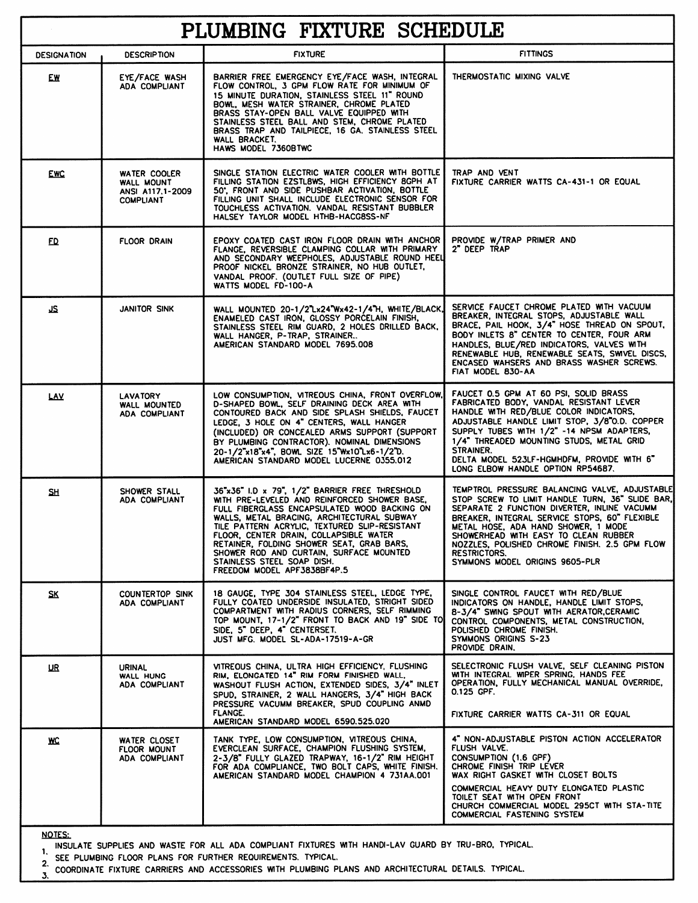# PLUMBING FIXTURE SCHEDULE

| DESIGNATION | DESCRIPTION | FIXTURE | FITTINGS |
|---|---|---|---|
| EW | EYE/FACE WASH ADA COMPLIANT | BARRIER FREE EMERGENCY EYE/FACE WASH, INTEGRAL FLOW CONTROL, 3 GPM FLOW RATE FOR MINIMUM OF 15 MINUTE DURATION, STAINLESS STEEL 11" ROUND BOWL, MESH WATER STRAINER, CHROME PLATED BRASS STAY-OPEN BALL VALVE EQUIPPED WITH STAINLESS STEEL BALL AND STEM, CHROME PLATED BRASS TRAP AND TAILPIECE, 16 GA. STAINLESS STEEL WALL BRACKET. HAWS MODEL 7360BTWC | THERMOSTATIC MIXING VALVE |
| EWC | WATER COOLER WALL MOUNT ANSI A117.1-2009 COMPLIANT | SINGLE STATION ELECTRIC WATER COOLER WITH BOTTLE FILLING STATION EZSTL8WS, HIGH EFFICIENCY 8GPH AT 50°, FRONT AND SIDE PUSHBAR ACTIVATION, BOTTLE FILLING UNIT SHALL INCLUDE ELECTRONIC SENSOR FOR TOUCHLESS ACTIVATION. VANDAL RESISTANT BUBBLER HALSEY TAYLOR MODEL HTHB-HACG8SS-NF | TRAP AND VENT<br>FIXTURE CARRIER WATTS CA-431-1 OR EQUAL |
| FD | FLOOR DRAIN | EPOXY COATED CAST IRON FLOOR DRAIN WITH ANCHOR FLANGE, REVERSIBLE CLAMPING COLLAR WITH PRIMARY AND SECONDARY WEEPHOLES, ADJUSTABLE ROUND HEEL PROOF NICKEL BRONZE STRAINER, NO HUB OUTLET, VANDAL PROOF. (OUTLET FULL SIZE OF PIPE) WATTS MODEL FD-100-A | PROVIDE W/TRAP PRIMER AND 2" DEEP TRAP |
| JS | JANITOR SINK | WALL MOUNTED 20-1/2"Lx24"Wx42-1/4"H, WHITE/BLACK, ENAMELED CAST IRON, GLOSSY PORCELAIN FINISH, STAINLESS STEEL RIM GUARD, 2 HOLES DRILLED BACK, WALL HANGER, P-TRAP, STRAINER.. AMERICAN STANDARD MODEL 7695.008 | SERVICE FAUCET CHROME PLATED WITH VACUUM BREAKER, INTEGRAL STOPS, ADJUSTABLE WALL BRACE, PAIL HOOK, 3/4" HOSE THREAD ON SPOUT, BODY INLETS 8" CENTER TO CENTER, FOUR ARM HANDLES, BLUE/RED INDICATORS, VALVES WITH RENEWABLE HUB, RENEWABLE SEATS, SWIVEL DISCS, ENCASED WAHSERS AND BRASS WASHER SCREWS. FIAT MODEL 830-AA |
| LAV | LAVATORY WALL MOUNTED ADA COMPLIANT | LOW CONSUMPTION, VITREOUS CHINA, FRONT OVERFLOW, D-SHAPED BOWL, SELF DRAINING DECK AREA WITH CONTOURED BACK AND SIDE SPLASH SHIELDS, FAUCET LEDGE, 3 HOLE ON 4" CENTERS, WALL HANGER (INCLUDED) OR CONCEALED ARMS SUPPORT (SUPPORT BY PLUMBING CONTRACTOR). NOMINAL DIMENSIONS 20-1/2"x18"x4", BOWL SIZE 15"Wx10"Lx6-1/2"D. AMERICAN STANDARD MODEL LUCERNE 0355.012 | FAUCET 0.5 GPM AT 60 PSI, SOLID BRASS FABRICATED BODY, VANDAL RESISTANT LEVER HANDLE WITH RED/BLUE COLOR INDICATORS, ADJUSTABLE HANDLE LIMIT STOP, 3/8"O.D. COPPER SUPPLY TUBES WITH 1/2" -14 NPSM ADAPTERS, 1/4" THREADED MOUNTING STUDS, METAL GRID STRAINER. DELTA MODEL 523LF-HGMHDFM, PROVIDE WITH 6" LONG ELBOW HANDLE OPTION RP54687. |
| SH | SHOWER STALL ADA COMPLIANT | 36"x36" I.D x 79", 1/2" BARRIER FREE THRESHOLD WITH PRE-LEVELED AND REINFORCED SHOWER BASE, FULL FIBERGLASS ENCAPSULATED WOOD BACKING ON WALLS, METAL BRACING, ARCHITECTURAL SUBWAY TILE PATTERN ACRYLIC, TEXTURED SLIP-RESISTANT FLOOR, CENTER DRAIN, COLLAPSIBLE WATER RETAINER, FOLDING SHOWER SEAT, GRAB BARS, SHOWER ROD AND CURTAIN, SURFACE MOUNTED STAINLESS STEEL SOAP DISH. FREEDOM MODEL APF3838BF4P.5 | TEMPTROL PRESSURE BALANCING VALVE, ADJUSTABLE STOP SCREW TO LIMIT HANDLE TURN, 36" SLIDE BAR, SEPARATE 2 FUNCTION DIVERTER, INLINE VACUMM BREAKER, INTEGRAL SERVICE STOPS, 60" FLEXIBLE METAL HOSE, ADA HAND SHOWER, 1 MODE SHOWERHEAD WITH EASY TO CLEAN RUBBER NOZZLES, POLISHED CHROME FINISH. 2.5 GPM FLOW RESTRICTORS. SYMMONS MODEL ORIGINS 9605-PLR |
| SK | COUNTERTOP SINK ADA COMPLIANT | 18 GAUGE, TYPE 304 STAINLESS STEEL, LEDGE TYPE, FULLY COATED UNDERSIDE INSULATED, STRIGHT SIDED COMPARTMENT WITH RADIUS CORNERS, SELF RIMMING TOP MOUNT, 17-1/2" FRONT TO BACK AND 19" SIDE TO SIDE, 5" DEEP, 4" CENTERSET. JUST MFG. MODEL SL-ADA-17519-A-GR | SINGLE CONTROL FAUCET WITH RED/BLUE INDICATORS ON HANDLE, HANDLE LIMIT STOPS, 8-3/4" SWING SPOUT WITH AERATOR,CERAMIC CONTROL COMPONENTS, METAL CONSTRUCTION, POLISHED CHROME FINISH. SYMMONS ORIGINS S-23 PROVIDE DRAIN. |
| UR | URINAL WALL HUNG ADA COMPLIANT | VITREOUS CHINA, ULTRA HIGH EFFICIENCY, FLUSHING RIM, ELONGATED 14" RIM FORM FINISHED WALL, WASHOUT FLUSH ACTION, EXTENDED SIDES, 3/4" INLET SPUD, STRAINER, 2 WALL HANGERS, 3/4" HIGH BACK PRESSURE VACUMM BREAKER, SPUD COUPLING ANMD FLANGE. AMERICAN STANDARD MODEL 6590.525.020 | SELECTRONIC FLUSH VALVE, SELF CLEANING PISTON WITH INTEGRAL WIPER SPRING, HANDS FEE OPERATION, FULLY MECHANICAL MANUAL OVERRIDE, 0.125 GPF.<br>FIXTURE CARRIER WATTS CA-311 OR EQUAL |
| WC | WATER CLOSET FLOOR MOUNT ADA COMPLIANT | TANK TYPE, LOW CONSUMPTION, VITREOUS CHINA, EVERCLEAN SURFACE, CHAMPION FLUSHING SYSTEM, 2-3/8" FULLY GLAZED TRAPWAY, 16-1/2" RIM HEIGHT FOR ADA COMPLIANCE, TWO BOLT CAPS, WHITE FINISH. AMERICAN STANDARD MODEL CHAMPION 4 731AA.001 | 4" NON-ADJUSTABLE PISTON ACTION ACCELERATOR FLUSH VALVE. CONSUMPTION (1.6 GPF) CHROME FINISH TRIP LEVER WAX RIGHT GASKET WITH CLOSET BOLTS<br>COMMERCIAL HEAVY DUTY ELONGATED PLASTIC TOILET SEAT WITH OPEN FRONT CHURCH COMMERCIAL MODEL 295CT WITH STA-TITE COMMERCIAL FASTENING SYSTEM |

NOTES:

1. INSULATE SUPPLIES AND WASTE FOR ALL ADA COMPLIANT FIXTURES WITH HANDI-LAV GUARD BY TRU-BRO, TYPICAL.
2. SEE PLUMBING FLOOR PLANS FOR FURTHER REQUIREMENTS. TYPICAL.
3. COORDINATE FIXTURE CARRIERS AND ACCESSORIES WITH PLUMBING PLANS AND ARCHITECTURAL DETAILS. TYPICAL.